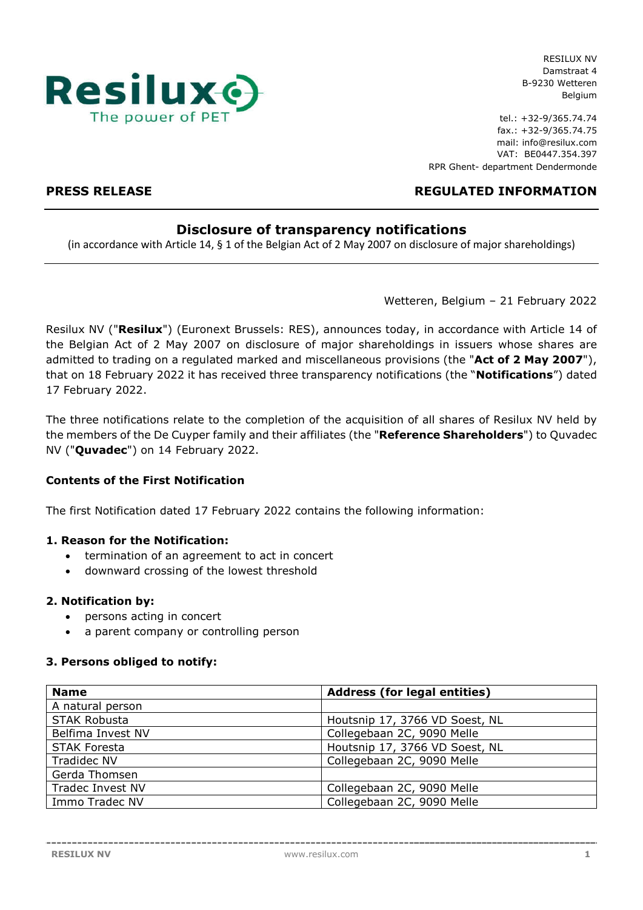RESILUX NV
Damstraat 4
B-9230 Wetteren
Belgium

tel.: +32-9/365.74.74
fax.: +32-9/365.74.75
mail: info@resilux.com
VAT: BE0447.354.397
RPR Ghent- department Dendermonde

**PRESS RELEASE** **REGULATED INFORMATION**

# Disclosure of transparency notifications

(in accordance with Article 14, § 1 of the Belgian Act of 2 May 2007 on disclosure of major shareholdings)

Wetteren, Belgium – 21 February 2022

Resilux NV ("**Resilux**") (Euronext Brussels: RES), announces today, in accordance with Article 14 of the Belgian Act of 2 May 2007 on disclosure of major shareholdings in issuers whose shares are admitted to trading on a regulated marked and miscellaneous provisions (the "**Act of 2 May 2007**"), that on 18 February 2022 it has received three transparency notifications (the "**Notifications**") dated 17 February 2022.

The three notifications relate to the completion of the acquisition of all shares of Resilux NV held by the members of the De Cuyper family and their affiliates (the "**Reference Shareholders**") to Quvadec NV ("**Quvadec**") on 14 February 2022.

### Contents of the First Notification

The first Notification dated 17 February 2022 contains the following information:

**1. Reason for the Notification:**

- termination of an agreement to act in concert
- downward crossing of the lowest threshold

**2. Notification by:**

- persons acting in concert
- a parent company or controlling person

**3. Persons obliged to notify:**

| Name | Address (for legal entities) |
|---|---|
| A natural person | |
| STAK Robusta | Houtsnip 17, 3766 VD Soest, NL |
| Belfima Invest NV | Collegebaan 2C, 9090 Melle |
| STAK Foresta | Houtsnip 17, 3766 VD Soest, NL |
| Tradidec NV | Collegebaan 2C, 9090 Melle |
| Gerda Thomsen | |
| Tradec Invest NV | Collegebaan 2C, 9090 Melle |
| Immo Tradec NV | Collegebaan 2C, 9090 Melle |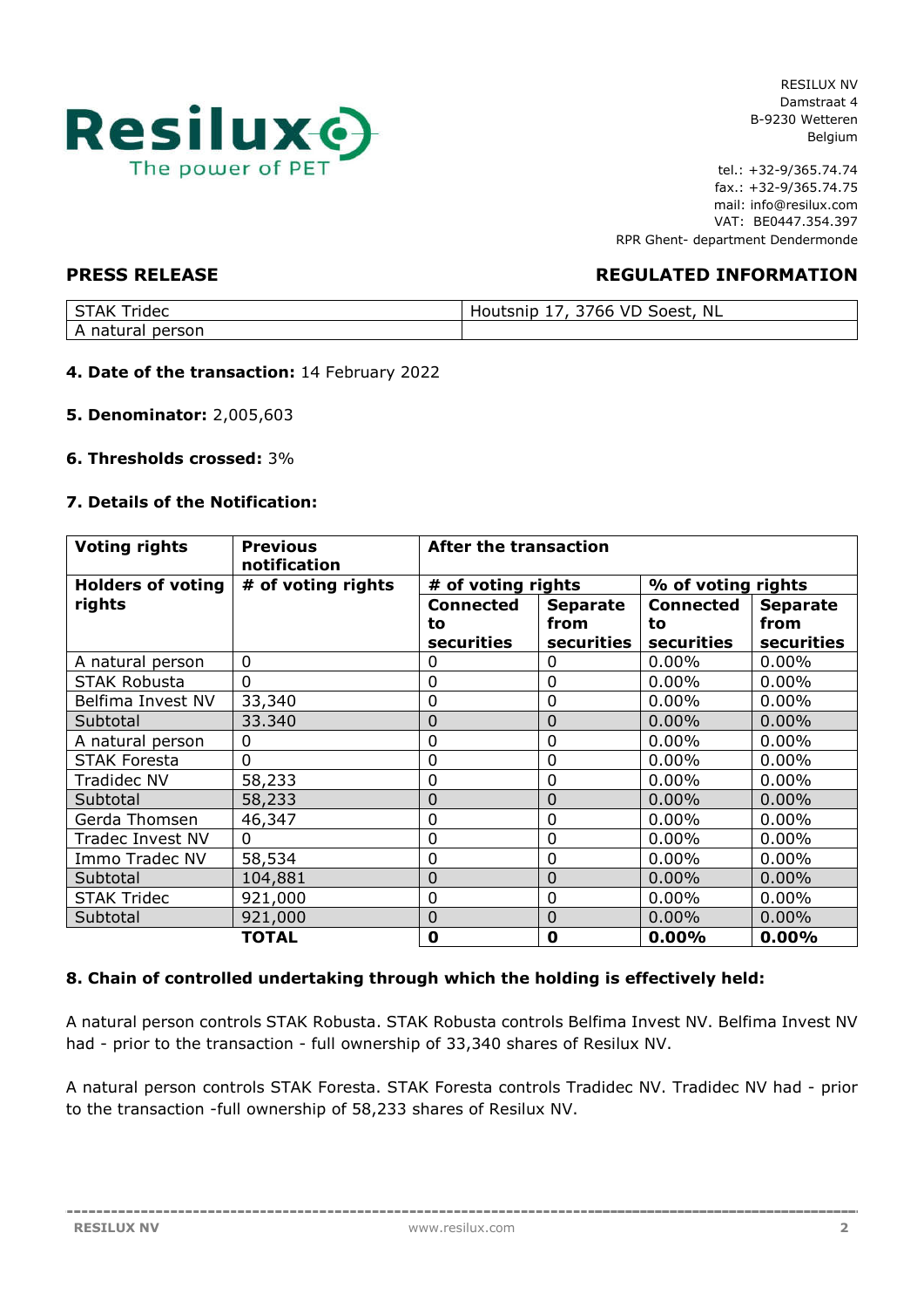RESILUX NV
Damstraat 4
B-9230 Wetteren
Belgium

tel.: +32-9/365.74.74
fax.: +32-9/365.74.75
mail: info@resilux.com
VAT: BE0447.354.397
RPR Ghent- department Dendermonde

**PRESS RELEASE** | **REGULATED INFORMATION**

| STAK Tridec | Houtsnip 17, 3766 VD Soest, NL |
|---|---|
| A natural person | |

**4. Date of the transaction:** 14 February 2022

**5. Denominator:** 2,005,603

**6. Thresholds crossed:** 3%

**7. Details of the Notification:**

| Voting rights | Previous notification | After the transaction | | | |
|---|---|---|---|---|---|
| Holders of voting rights | # of voting rights | # of voting rights | | % of voting rights | |
| | | Connected to securities | Separate from securities | Connected to securities | Separate from securities |
| A natural person | 0 | 0 | 0 | 0.00% | 0.00% |
| STAK Robusta | 0 | 0 | 0 | 0.00% | 0.00% |
| Belfima Invest NV | 33,340 | 0 | 0 | 0.00% | 0.00% |
| Subtotal | 33.340 | 0 | 0 | 0.00% | 0.00% |
| A natural person | 0 | 0 | 0 | 0.00% | 0.00% |
| STAK Foresta | 0 | 0 | 0 | 0.00% | 0.00% |
| Tradidec NV | 58,233 | 0 | 0 | 0.00% | 0.00% |
| Subtotal | 58,233 | 0 | 0 | 0.00% | 0.00% |
| Gerda Thomsen | 46,347 | 0 | 0 | 0.00% | 0.00% |
| Tradec Invest NV | 0 | 0 | 0 | 0.00% | 0.00% |
| Immo Tradec NV | 58,534 | 0 | 0 | 0.00% | 0.00% |
| Subtotal | 104,881 | 0 | 0 | 0.00% | 0.00% |
| STAK Tridec | 921,000 | 0 | 0 | 0.00% | 0.00% |
| Subtotal | 921,000 | 0 | 0 | 0.00% | 0.00% |
| | **TOTAL** | **0** | **0** | **0.00%** | **0.00%** |

**8. Chain of controlled undertaking through which the holding is effectively held:**

A natural person controls STAK Robusta. STAK Robusta controls Belfima Invest NV. Belfima Invest NV had - prior to the transaction - full ownership of 33,340 shares of Resilux NV.

A natural person controls STAK Foresta. STAK Foresta controls Tradidec NV. Tradidec NV had - prior to the transaction -full ownership of 58,233 shares of Resilux NV.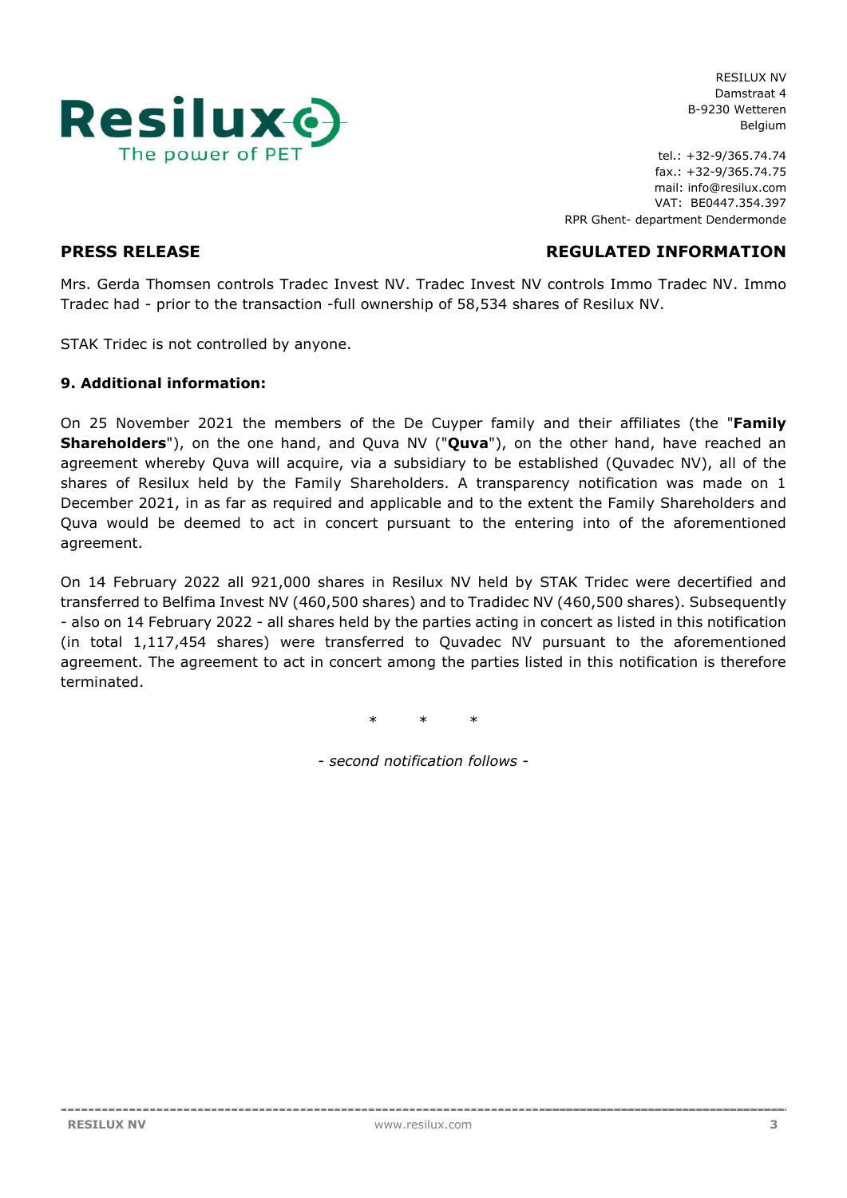## PRESS RELEASE

## REGULATED INFORMATION

Mrs. Gerda Thomsen controls Tradec Invest NV. Tradec Invest NV controls Immo Tradec NV. Immo Tradec had - prior to the transaction -full ownership of 58,534 shares of Resilux NV.

STAK Tridec is not controlled by anyone.

**9. Additional information:**

On 25 November 2021 the members of the De Cuyper family and their affiliates (the "**Family Shareholders**"), on the one hand, and Quva NV ("**Quva**"), on the other hand, have reached an agreement whereby Quva will acquire, via a subsidiary to be established (Quvadec NV), all of the shares of Resilux held by the Family Shareholders. A transparency notification was made on 1 December 2021, in as far as required and applicable and to the extent the Family Shareholders and Quva would be deemed to act in concert pursuant to the entering into of the aforementioned agreement.

On 14 February 2022 all 921,000 shares in Resilux NV held by STAK Tridec were decertified and transferred to Belfima Invest NV (460,500 shares) and to Tradidec NV (460,500 shares). Subsequently - also on 14 February 2022 - all shares held by the parties acting in concert as listed in this notification (in total 1,117,454 shares) were transferred to Quvadec NV pursuant to the aforementioned agreement. The agreement to act in concert among the parties listed in this notification is therefore terminated.

\*   \*   \*

*- second notification follows -*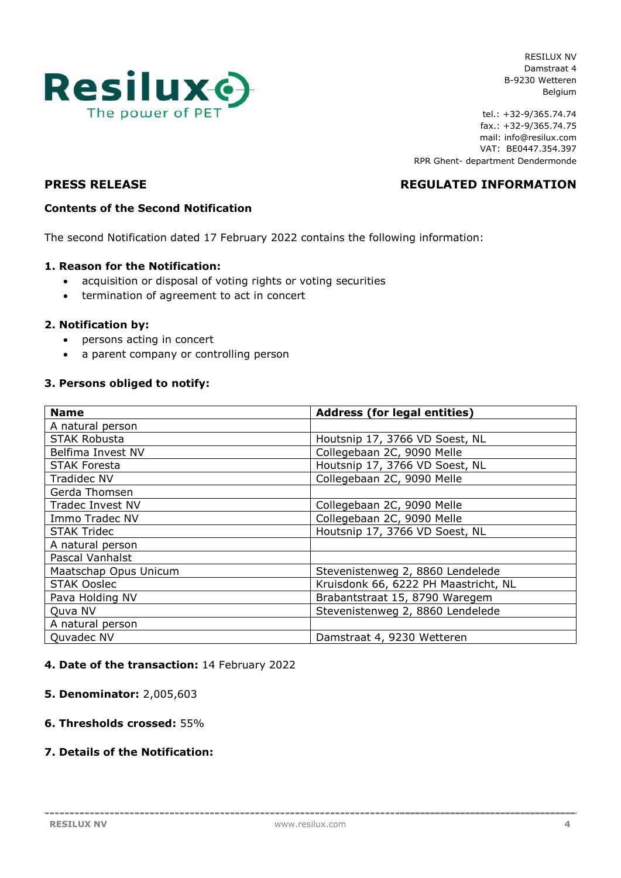RESILUX NV
Damstraat 4
B-9230 Wetteren
Belgium

tel.: +32-9/365.74.74
fax.: +32-9/365.74.75
mail: info@resilux.com
VAT: BE0447.354.397
RPR Ghent- department Dendermonde

**PRESS RELEASE** **REGULATED INFORMATION**

**Contents of the Second Notification**

The second Notification dated 17 February 2022 contains the following information:

**1. Reason for the Notification:**

- acquisition or disposal of voting rights or voting securities
- termination of agreement to act in concert

**2. Notification by:**

- persons acting in concert
- a parent company or controlling person

**3. Persons obliged to notify:**

| Name | Address (for legal entities) |
|---|---|
| A natural person | |
| STAK Robusta | Houtsnip 17, 3766 VD Soest, NL |
| Belfima Invest NV | Collegebaan 2C, 9090 Melle |
| STAK Foresta | Houtsnip 17, 3766 VD Soest, NL |
| Tradidec NV | Collegebaan 2C, 9090 Melle |
| Gerda Thomsen | |
| Tradec Invest NV | Collegebaan 2C, 9090 Melle |
| Immo Tradec NV | Collegebaan 2C, 9090 Melle |
| STAK Tridec | Houtsnip 17, 3766 VD Soest, NL |
| A natural person | |
| Pascal Vanhalst | |
| Maatschap Opus Unicum | Stevenistenweg 2, 8860 Lendelede |
| STAK Ooslec | Kruisdonk 66, 6222 PH Maastricht, NL |
| Pava Holding NV | Brabantstraat 15, 8790 Waregem |
| Quva NV | Stevenistenweg 2, 8860 Lendelede |
| A natural person | |
| Quvadec NV | Damstraat 4, 9230 Wetteren |

**4. Date of the transaction:** 14 February 2022

**5. Denominator:** 2,005,603

**6. Thresholds crossed:** 55%

**7. Details of the Notification:**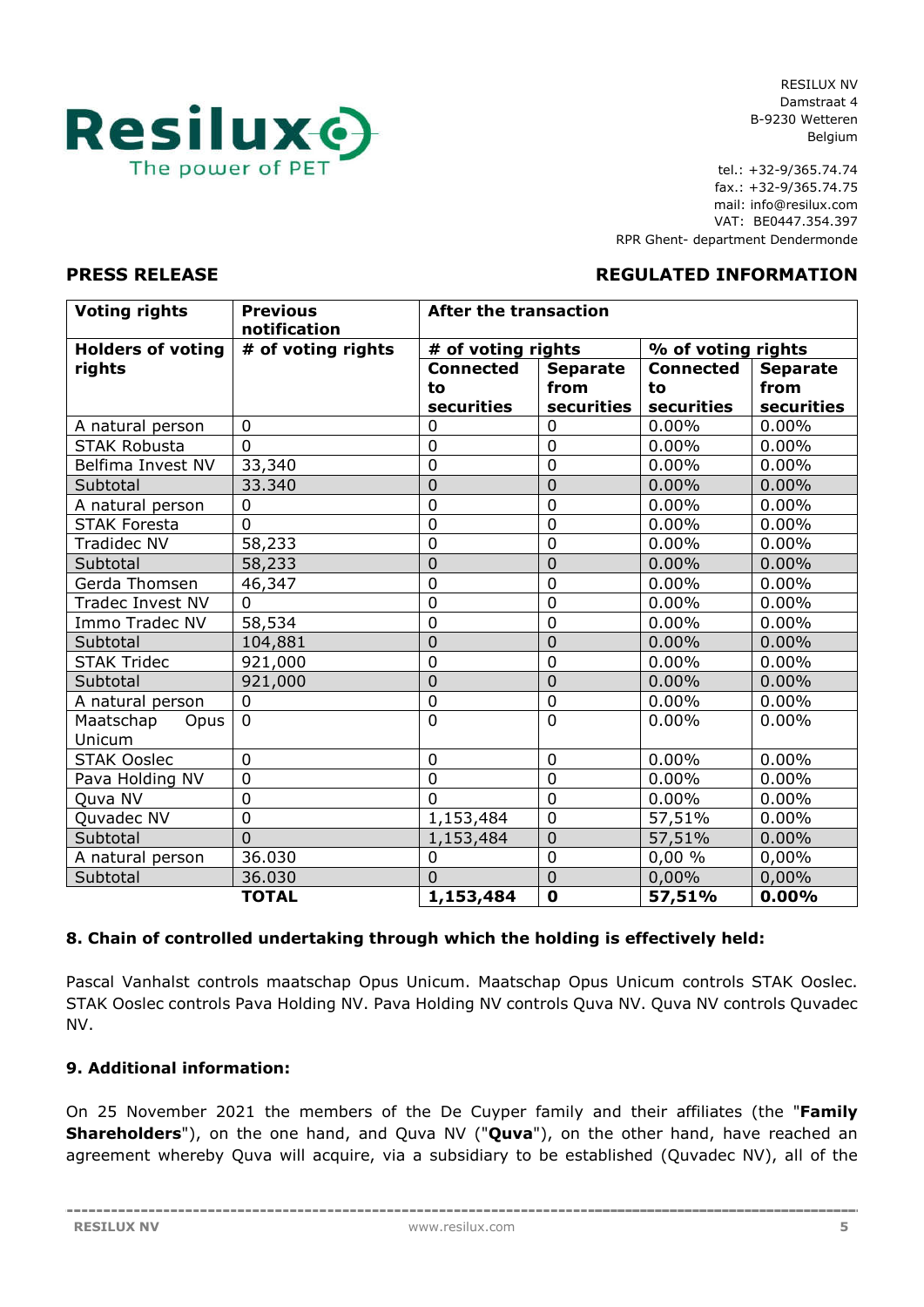RESILUX NV
Damstraat 4
B-9230 Wetteren
Belgium

tel.: +32-9/365.74.74
fax.: +32-9/365.74.75
mail: info@resilux.com
VAT: BE0447.354.397
RPR Ghent- department Dendermonde

**PRESS RELEASE** **REGULATED INFORMATION**

| **Voting rights** | **Previous notification** | **After the transaction** | | | |
|---|---|---|---|---|---|
| **Holders of voting rights** | **# of voting rights** | **# of voting rights** | | **% of voting rights** | |
| | | **Connected to securities** | **Separate from securities** | **Connected to securities** | **Separate from securities** |
| A natural person | 0 | 0 | 0 | 0.00% | 0.00% |
| STAK Robusta | 0 | 0 | 0 | 0.00% | 0.00% |
| Belfima Invest NV | 33,340 | 0 | 0 | 0.00% | 0.00% |
| Subtotal | 33.340 | 0 | 0 | 0.00% | 0.00% |
| A natural person | 0 | 0 | 0 | 0.00% | 0.00% |
| STAK Foresta | 0 | 0 | 0 | 0.00% | 0.00% |
| Tradidec NV | 58,233 | 0 | 0 | 0.00% | 0.00% |
| Subtotal | 58,233 | 0 | 0 | 0.00% | 0.00% |
| Gerda Thomsen | 46,347 | 0 | 0 | 0.00% | 0.00% |
| Tradec Invest NV | 0 | 0 | 0 | 0.00% | 0.00% |
| Immo Tradec NV | 58,534 | 0 | 0 | 0.00% | 0.00% |
| Subtotal | 104,881 | 0 | 0 | 0.00% | 0.00% |
| STAK Tridec | 921,000 | 0 | 0 | 0.00% | 0.00% |
| Subtotal | 921,000 | 0 | 0 | 0.00% | 0.00% |
| A natural person | 0 | 0 | 0 | 0.00% | 0.00% |
| Maatschap Opus Unicum | 0 | 0 | 0 | 0.00% | 0.00% |
| STAK Ooslec | 0 | 0 | 0 | 0.00% | 0.00% |
| Pava Holding NV | 0 | 0 | 0 | 0.00% | 0.00% |
| Quva NV | 0 | 0 | 0 | 0.00% | 0.00% |
| Quvadec NV | 0 | 1,153,484 | 0 | 57,51% | 0.00% |
| Subtotal | 0 | 1,153,484 | 0 | 57,51% | 0.00% |
| A natural person | 36.030 | 0 | 0 | 0,00 % | 0,00% |
| Subtotal | 36.030 | 0 | 0 | 0,00% | 0,00% |
| | **TOTAL** | **1,153,484** | **0** | **57,51%** | **0.00%** |

#### 8. Chain of controlled undertaking through which the holding is effectively held:

Pascal Vanhalst controls maatschap Opus Unicum. Maatschap Opus Unicum controls STAK Ooslec. STAK Ooslec controls Pava Holding NV. Pava Holding NV controls Quva NV. Quva NV controls Quvadec NV.

#### 9. Additional information:

On 25 November 2021 the members of the De Cuyper family and their affiliates (the "**Family Shareholders**"), on the one hand, and Quva NV ("**Quva**"), on the other hand, have reached an agreement whereby Quva will acquire, via a subsidiary to be established (Quvadec NV), all of the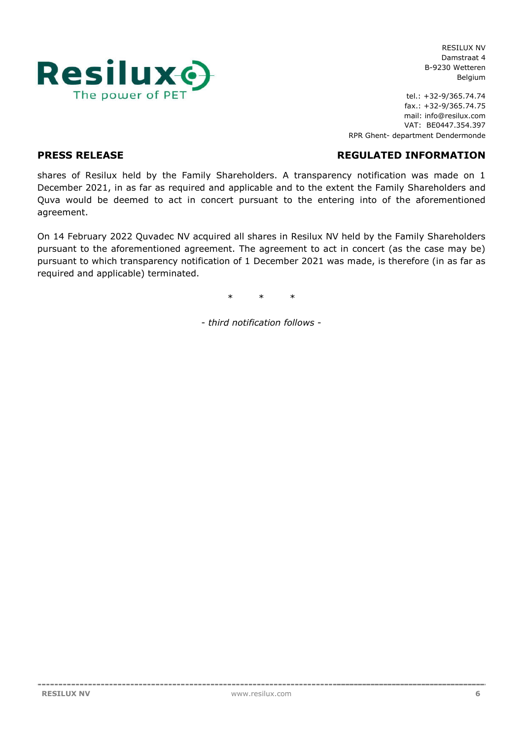shares of Resilux held by the Family Shareholders. A transparency notification was made on 1 December 2021, in as far as required and applicable and to the extent the Family Shareholders and Quva would be deemed to act in concert pursuant to the entering into of the aforementioned agreement.

On 14 February 2022 Quvadec NV acquired all shares in Resilux NV held by the Family Shareholders pursuant to the aforementioned agreement. The agreement to act in concert (as the case may be) pursuant to which transparency notification of 1 December 2021 was made, is therefore (in as far as required and applicable) terminated.

\*   \*   \*

*- third notification follows -*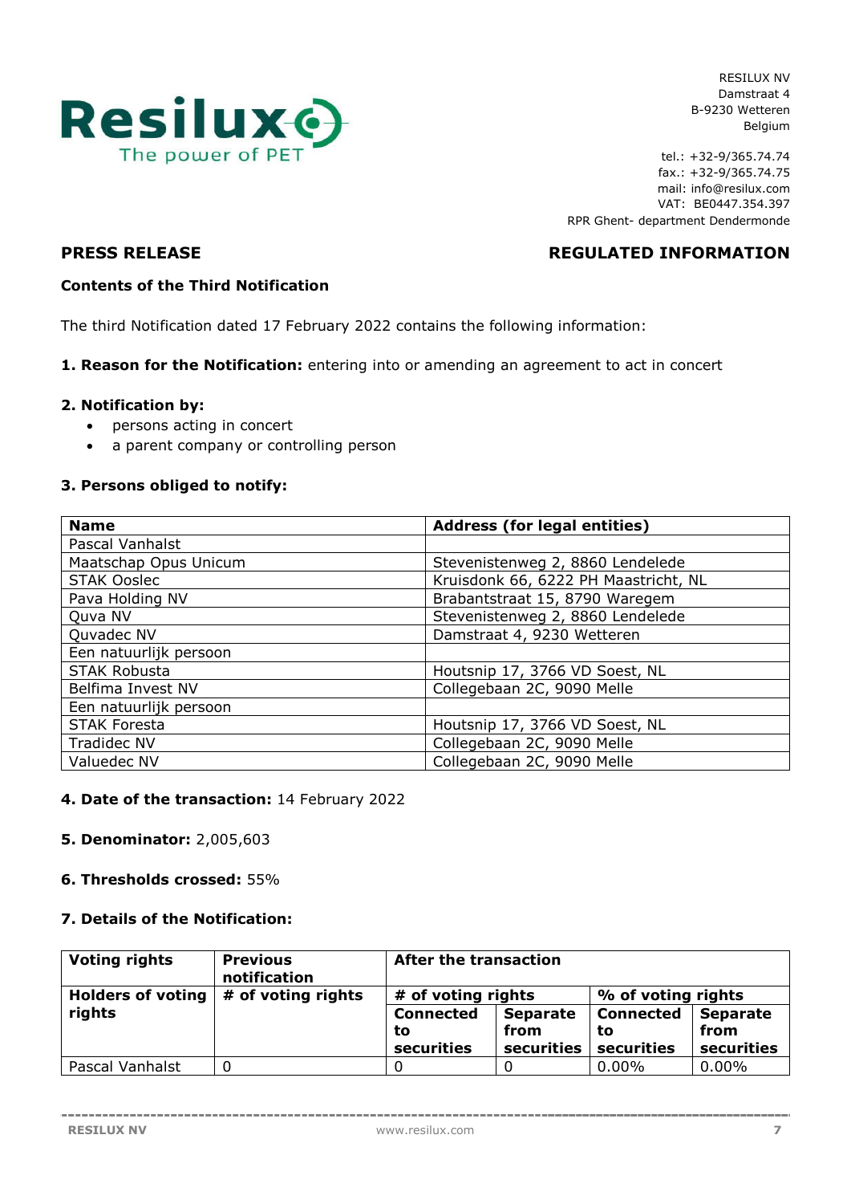RESILUX NV
Damstraat 4
B-9230 Wetteren
Belgium

tel.: +32-9/365.74.74
fax.: +32-9/365.74.75
mail: info@resilux.com
VAT: BE0447.354.397
RPR Ghent- department Dendermonde

**PRESS RELEASE** **REGULATED INFORMATION**

**Contents of the Third Notification**

The third Notification dated 17 February 2022 contains the following information:

**1. Reason for the Notification:** entering into or amending an agreement to act in concert

**2. Notification by:**

- persons acting in concert
- a parent company or controlling person

**3. Persons obliged to notify:**

| Name | Address (for legal entities) |
|---|---|
| Pascal Vanhalst | |
| Maatschap Opus Unicum | Stevenistenweg 2, 8860 Lendelede |
| STAK Ooslec | Kruisdonk 66, 6222 PH Maastricht, NL |
| Pava Holding NV | Brabantstraat 15, 8790 Waregem |
| Quva NV | Stevenistenweg 2, 8860 Lendelede |
| Quvadec NV | Damstraat 4, 9230 Wetteren |
| Een natuurlijk persoon | |
| STAK Robusta | Houtsnip 17, 3766 VD Soest, NL |
| Belfima Invest NV | Collegebaan 2C, 9090 Melle |
| Een natuurlijk persoon | |
| STAK Foresta | Houtsnip 17, 3766 VD Soest, NL |
| Tradidec NV | Collegebaan 2C, 9090 Melle |
| Valuedec NV | Collegebaan 2C, 9090 Melle |

**4. Date of the transaction:** 14 February 2022

**5. Denominator:** 2,005,603

**6. Thresholds crossed:** 55%

**7. Details of the Notification:**

| Voting rights | Previous notification | After the transaction | | | |
|---|---|---|---|---|---|
| Holders of voting rights | # of voting rights | # of voting rights | | % of voting rights | |
| | | Connected to securities | Separate from securities | Connected to securities | Separate from securities |
| Pascal Vanhalst | 0 | 0 | 0 | 0.00% | 0.00% |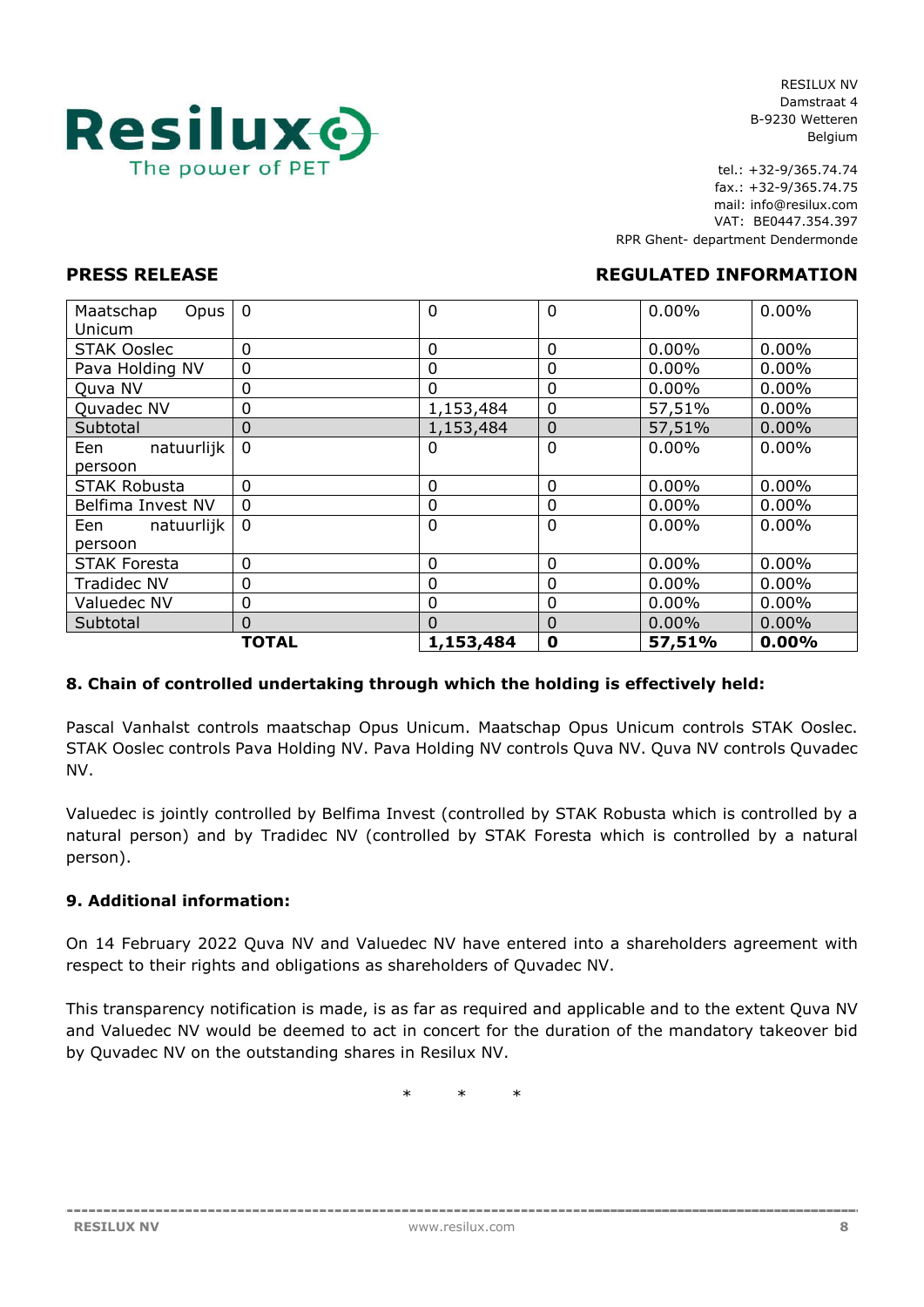**PRESS RELEASE** **REGULATED INFORMATION**

| | | | | | |
|---|---|---|---|---|---|
| Maatschap Opus Unicum | 0 | 0 | 0 | 0.00% | 0.00% |
| STAK Ooslec | 0 | 0 | 0 | 0.00% | 0.00% |
| Pava Holding NV | 0 | 0 | 0 | 0.00% | 0.00% |
| Quva NV | 0 | 0 | 0 | 0.00% | 0.00% |
| Quvadec NV | 0 | 1,153,484 | 0 | 57,51% | 0.00% |
| Subtotal | 0 | 1,153,484 | 0 | 57,51% | 0.00% |
| Een natuurlijk persoon | 0 | 0 | 0 | 0.00% | 0.00% |
| STAK Robusta | 0 | 0 | 0 | 0.00% | 0.00% |
| Belfima Invest NV | 0 | 0 | 0 | 0.00% | 0.00% |
| Een natuurlijk persoon | 0 | 0 | 0 | 0.00% | 0.00% |
| STAK Foresta | 0 | 0 | 0 | 0.00% | 0.00% |
| Tradidec NV | 0 | 0 | 0 | 0.00% | 0.00% |
| Valuedec NV | 0 | 0 | 0 | 0.00% | 0.00% |
| Subtotal | 0 | 0 | 0 | 0.00% | 0.00% |
| | **TOTAL** | **1,153,484** | **0** | **57,51%** | **0.00%** |

**8. Chain of controlled undertaking through which the holding is effectively held:**

Pascal Vanhalst controls maatschap Opus Unicum. Maatschap Opus Unicum controls STAK Ooslec. STAK Ooslec controls Pava Holding NV. Pava Holding NV controls Quva NV. Quva NV controls Quvadec NV.

Valuedec is jointly controlled by Belfima Invest (controlled by STAK Robusta which is controlled by a natural person) and by Tradidec NV (controlled by STAK Foresta which is controlled by a natural person).

**9. Additional information:**

On 14 February 2022 Quva NV and Valuedec NV have entered into a shareholders agreement with respect to their rights and obligations as shareholders of Quvadec NV.

This transparency notification is made, is as far as required and applicable and to the extent Quva NV and Valuedec NV would be deemed to act in concert for the duration of the mandatory takeover bid by Quvadec NV on the outstanding shares in Resilux NV.

\* \* \*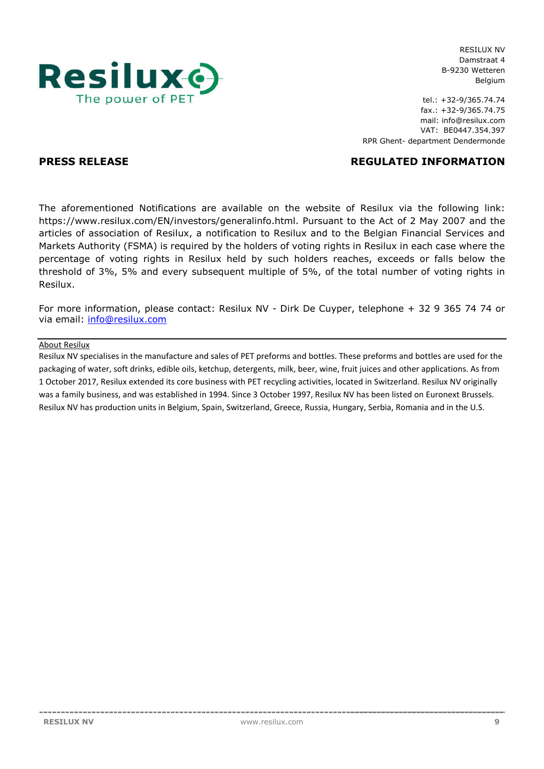RESILUX NV
Damstraat 4
B-9230 Wetteren
Belgium

tel.: +32-9/365.74.74
fax.: +32-9/365.74.75
mail: info@resilux.com
VAT: BE0447.354.397
RPR Ghent- department Dendermonde

**PRESS RELEASE** **REGULATED INFORMATION**

The aforementioned Notifications are available on the website of Resilux via the following link: https://www.resilux.com/EN/investors/generalinfo.html. Pursuant to the Act of 2 May 2007 and the articles of association of Resilux, a notification to Resilux and to the Belgian Financial Services and Markets Authority (FSMA) is required by the holders of voting rights in Resilux in each case where the percentage of voting rights in Resilux held by such holders reaches, exceeds or falls below the threshold of 3%, 5% and every subsequent multiple of 5%, of the total number of voting rights in Resilux.

For more information, please contact: Resilux NV - Dirk De Cuyper, telephone + 32 9 365 74 74 or via email: info@resilux.com

---

About Resilux

Resilux NV specialises in the manufacture and sales of PET preforms and bottles. These preforms and bottles are used for the packaging of water, soft drinks, edible oils, ketchup, detergents, milk, beer, wine, fruit juices and other applications. As from 1 October 2017, Resilux extended its core business with PET recycling activities, located in Switzerland. Resilux NV originally was a family business, and was established in 1994. Since 3 October 1997, Resilux NV has been listed on Euronext Brussels. Resilux NV has production units in Belgium, Spain, Switzerland, Greece, Russia, Hungary, Serbia, Romania and in the U.S.